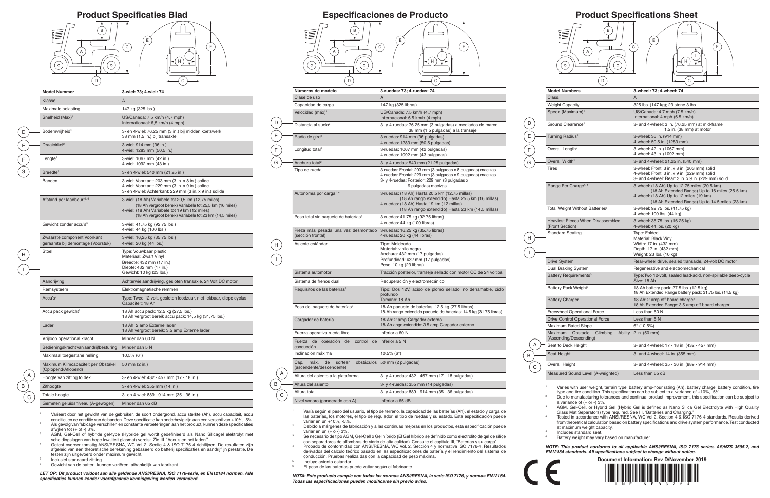# Product Specificaties Blad

| Model Nummer | 3-wiel: 73; 4-wiel: 74 |
|---|---|
| Klasse | A |
| Maximale belasting | 147 kg (325 lbs.) |
| Snelheid (Max)[1] | US/Canada: 7,5 km/h (4,7 mph) Internationaal: 6,5 km/h (4 mph) |
| (D) Bodemvrijheid[2] | 3- en 4-wiel: 76.25 mm (3 in.) bij midden koetswerk 38 mm (1,5 in.) bij transaxle |
| (E) Draaicirkel[2] | 3-wiel: 914 mm (36 in.) 4-wiel: 1283 mm (50,5 in.) |
| (F) Lengte[2] | 3-wiel: 1067 mm (42 in.) 4-wiel: 1092 mm (43 in.) |
| (G) Breedte[2] | 3- en 4-wiel: 540 mm (21,25 in.) |
| Banden | 3-wiel: Voorkant: 203 mm (3 in. x 8 in.) solide 4-wiel: Voorkant: 229 mm (3 in. x 9 in.) solide 3- en 4-wiel: Achterkant: 229 mm (3 in. x 9 in.) solide |
| Afstand per laadbeurt[1, 4] | 3-wiel: (18 Ah) Variabele tot 20,5 km (12,75 miles) (18 Ah vergroot bereik) Variabele tot 25,5 km (16 miles) 4-wiel: (18 Ah) Variabele tot 19 km (12 miles) (18 Ah vergroot bereik) Variabele tot 23 km (14,5 miles) |
| Gewicht zonder accu's[5] | 3-wiel: 41,75 kg (92,75 lbs.) 4-wiel: 44 kg (100 lbs.) |
| Zwaarste component Voorkant geraamte bij demontage (Voorstuk) | 3-wiel: 16,25 kg (35,75 lbs.) 4-wiel: 20 kg (44 lbs.) |
| (H) (I) Stoel | Type: Vouwbaar plastic Materiaal: Zwart Vinyl Breedte: 432 mm (17 in.) Diepte: 432 mm (17 in.) Gewicht: 10 kg (23 lbs.) |
| Aandrijving | Achterwielaandrijving, gesloten transaxle, 24 Volt DC motor |
| Remsysteem | Elektromagnetische remmen |
| Accu's[3] | Type: Twee 12 volt, gesloten loodzuur, niet-lekbaar, diepe cyclus Capaciteit: 18 Ah |
| Accu pack gewicht[6] | 18 Ah accu pack: 12,5 kg (27,5 lbs.) 18 Ah vergroot bereik accu pack: 14,5 kg (31,75 lbs.) |
| Lader | 18 Ah: 2 amp Externe lader 18 Ah vergroot bereik: 3,5 amp Externe lader |
| Vrijloop operational kracht | Minder dan 60 N |
| Bedieningskracht van aandrijfbesturing | Minder dan 5 N |
| Maximaal toegestane helling | 10,5% (6°) |
| Maximum Klimcapaciteit per Obstakel (Oplopend/Aflopend) | 50 mm (2 in.) |
| (A) Hoogte van zitting tot dek | 3- en 4-wiel: 432 - 457 mm (17 - 18 in.) |
| (B) Zithoogte | 3- en 4-wiel: 355 mm (14 in.) |
| (C) Totale hoogte | 3- en 4-wiel: 889 - 914 mm (35 - 36 in.) |
| Gemeten geluidsniveau (A-gewogen) | Minder dan 65 dB |

[1] Varieert door het gewicht van de gebruiker, de soort ondergrond, accu sterkte (Ah), accu capaciteit, accu conditie, en de conditie van de banden. Deze specificatie kan onderhevig zijn aan een verschil van +10%, -5%.

[2] Als gevolg van fabicage verschillen en constante verbeteringen aan het product, kunnen deze specificaties afwijken tot (+ of -) 3%.

[3] AGM, Gel-Cell of hybride gel-type (Hybride gel wordt gedefinieerd als Nano Silicagel elektrolyt met scheidingslagen van hoge kwaliteit glasmat) vereist. Zie III. "Accu's en het laden."

[4] Getest overeenkomstig ANSI/RESNA, WC Vol 2, Sectie 4 & ISO 7176-4 richtlijnen. De resultaten zijn afgeleid van een theoretische berekening gebaseerd op batterij specificaties en aandrijflijn prestatie. De testen zijn uitgevoerd onder maximum gewicht.

[5] Inclusief standaard zitting.

[6] Gewicht van de batterij kunnen variëren, afhankelijk van fabrikant.

***LET OP: Dit product voldoet aan alle geldende ANSI/RESNA, ISO 7176-serie, en EN12184 normen. Alle specificaties kunnen zonder voorafgaande kennisgeving worden veranderd.***

# Especificaciones de Producto

| Números de modelo | 3-ruedas: 73; 4-ruedas: 74 |
|---|---|
| Clase de uso | A |
| Capacidad de carga | 147 kg (325 libras) |
| Velocidad (máx)[1] | US/Canada: 7.5 km/h (4.7 mph) Internacional: 6.5 km/h (4 mph) |
| (D) Distancia al suelo[2] | 3- y 4-ruedas: 76.25 mm (3 pulgadas) a mediados de marco 38 mm (1.5 pulgadas) a la transeje |
| (E) Radio de giro[2] | 3-ruedas: 914 mm (36 pulgadas) 4-ruedas: 1283 mm (50.5 pulgadas) |
| (F) Longitud total[2] | 3-ruedas: 1067 mm (42 pulgadas) 4-ruedas: 1092 mm (43 pulgadas) |
| (G) Anchura total[2] | 3- y 4-ruedas: 540 mm (21.25 pulgadas) |
| Tipo de rueda | 3-ruedas: Frontal: 203 mm (3 pulgadas x 8 pulgadas) macizas 4-ruedas: Frontal: 229 mm (3 pulgadas x 9 pulgadas) macizas 3- y 4-ruedas: Posterior: 229 mm (3 pulgadas x 9 pulgadas) macizas |
| Autonomía por carga[1, 4] | 3-ruedas: (18 Ah) Hasta 20.5 km (12.75 millas) (18 Ah rango extendido) Hasta 25.5 km (16 millas) 4-ruedas: (18 Ah) Hasta 19 km (12 millas) (18 Ah rango extendido) Hasta 23 km (14.5 millas) |
| Peso total sin paquete de baterías[5] | 3-ruedas: 41.75 kg (92.75 libras) 4-ruedas: 44 kg (100 libras) |
| Pieza más pesada una vez desmontado (sección frontal) | 3-ruedas: 16.25 kg (35.75 libras) 4-ruedas: 20 kg (44 libras) |
| (H) (I) Asiento estándar | Tipo: Moldeado Material: vinilo negro Anchura: 432 mm (17 pulgadas) Profundidad: 432 mm (17 pulgadas) Peso: 10 kg (23 libras) |
| Sistema automotor | Tracción posterior, transeje sellado con motor CC de 24 voltios |
| Sistema de frenos dual | Recuperación y electromecánico |
| Requisitos de las baterías[3] | Tipo: Dos 12V, ácido de plomo sellado, no derramable, ciclo profundo Tamaño: 18 Ah |
| Peso del paquete de baterías[6] | 18 Ah paquete de baterías: 12.5 kg (27.5 libras) 18 Ah rango extendido paquete de baterías: 14.5 kg (31.75 libras) |
| Cargador de batería | 18 Ah: 2 amp Cargador externo 18 Ah ango extendido: 3.5 amp Cargador externo |
| Fuerza operativa rueda libre | Inferior a 60 N |
| Fuerza de operación del control de conducción | Inferior a 5 N |
| Inclinación máxima | 10.5% (6°) |
| Cap. máx. de sortear obstáculos (ascendente/descendente) | 50 mm (2 pulgadas) |
| (A) Altura del asiento a la plataforma | 3- y 4-ruedas: 432 - 457 mm (17 - 18 pulgadas) |
| (B) Altura del asiento | 3- y 4-ruedas: 355 mm (14 pulgadas) |
| (C) Altura total | 3- y 4-ruedas: 889 - 914 mm (35 - 36 pulgadas) |
| Nivel sonoro (ponderado con A) | Inferior a 65 dB |

[1] Varía según el peso del usuario, el tipo de terreno, la capacidad de las baterías (Ah), el estado y carga de las baterías, los motores, el tipo de regulador, el tipo de ruedas y su estado. Esta especificación puede variar en un +10%, -5%.

[2] Debido a márgenes de fabricación y a las continuas mejoras en los productos, esta especificación puede variar en un (+ o -) 3%.

[3] Se necesario de tipo AGM, Gel-Cell o Gel híbrido (El Gel híbrido se definido como electrolito de gel de sílice con separadores de alfombras de vidrio de alta calidad). Consulte el capítulo III, "Baterías y su carga".

[4] Probado de conformidad con ANSI/RESNA, WC Vol. 2, Sección 4 y normativa ISO 7176-4. Resultados derivados del cálculo teórico basado en las especificaciones de batería y el rendimiento del sistema de conducción. Pruebas realiza das con la capacidad de peso máxima.

[5] Incluye asiento estandar.

[6] El peso de las baterías puede vatiar según el fabricante.

***NOTA: Este producto cumple con todas las normas ANSI/RESNA, la serie ISO 7176, y normas EN12184. Todas las especificaciones pueden modificarse sin previo aviso.***

# Product Specifications Sheet

| Model Numbers | 3-wheel: 73; 4-wheel: 74 |
|---|---|
| Class | A |
| Weight Capacity | 325 lbs. (147 kg); 23 stone 3 lbs. |
| Speed (Maximum)[1] | US/Canada: 4.7 mph (7.5 km/h) International: 4 mph (6.5 km/h) |
| (D) Ground Clearance[2] | 3- and 4-wheel: 3 in. (76.25 mm) at mid-frame 1.5 in. (38 mm) at motor |
| (E) Turning Radius[2] | 3-wheel: 36 in. (914 mm) 4-wheel: 50.5 in. (1283 mm) |
| (F) Overall Length[2] | 3-wheel: 42 in. (1067 mm) 4-wheel: 43 in. (1092 mm) |
| (G) Overall Width[2] | 3- and 4-wheel: 21.25 in. (540 mm) |
| Tires | 3-wheel: Front: 3 in. x 8 in. (203 mm) solid 4-wheel: Front: 3 in. x 9 in. (229 mm) solid 3- and 4-wheel: Rear: 3 in. x 9 in. (229 mm) solid |
| Range Per Charge[1, 4] | 3-wheel: (18 Ah) Up to 12.75 miles (20.5 km) (18 Ah Extended Range) Up to 16 miles (25.5 km) 4-wheel: (18 Ah) Up to 12 miles (19 km) (18 Ah Extended Range) Up to 14.5 miles (23 km) |
| Total Weight Without Batteries[5] | 3-wheel: 92.75 lbs. (41.75 kg) 4-wheel: 100 lbs. (44 kg) |
| Heaviest Pieces When Disassembled (Front Section) | 3-wheel: 35.75 lbs. (16.25 kg) 4-wheel: 44 lbs. (20 kg) |
| (H) (I) Standard Seating | Type: Folded Material: Black Vinyl Width: 17 in. (432 mm) Depth: 17 in. (432 mm) Weight: 23 lbs. (10 kg) |
| Drive System | Rear-wheel drive, sealed transaxle, 24-volt DC motor |
| Dual Braking System | Regenerative and electromechanical |
| Battery Requirements[3] | Type: Two 12-volt, sealed lead-acid, non-spillable deep-cycle Size: 18 Ah |
| Battery Pack Weight[6] | 18 Ah battery pack: 27.5 lbs. (12.5 kg) 18 Ah Extended Range battery pack: 31.75 lbs. (14.5 kg) |
| Battery Charger | 18 Ah: 2 amp off-board charger 18 Ah Extended Range: 3.5 amp off-board charger |
| Freewheel Operational Force | Less than 60 N |
| Drive Control Operational Force | Less than 5 N |
| Maximum Rated Slope | 6° (10.5%) |
| Maximum Obstacle Climbing Ability (Ascending/Descending) | 2 in. (50 mm) |
| (A) Seat to Deck Height | 3- and 4-wheel: 17 - 18 in. (432 - 457 mm) |
| (B) Seat Height | 3- and 4-wheel: 14 in. (355 mm) |
| (C) Overall Height | 3- and 4-wheel: 35 - 36 in. (889 - 914 mm) |
| Measured Sound Level (A-weighted) | Less than 65 dB |

[1] Varies with user weight, terrain type, battery amp-hour rating (Ah), battery charge, battery condition, tire type and tire condition. This specification can be subject to a variance of +10%, -5%.

[2] Due to manufacturing tolerances and continual product improvement, this specification can be subject to a variance of (+ or -) 3%.

[3] AGM, Gel-Cell, or Hybrid Gel (Hybrid Gel is defined as Nano Silica Gel Electrolyte with High Quality Glass Mat Separators) type required. See III. "Batteries and Charging."

[4] Tested in accordance with ANSI/RESNA, WC Vol 2, Section 4 & ISO 7176-4 standards. Results derived from theoretical calculation based on battery specifications and drive system performance. Test conducted at maximum weight capacity.

[5] Includes standard seat.

[6] Battery weight may vary based on manufacturer.

***NOTE: This product conforms to all applicable ANSI/RESNA, ISO 7176 series, AS/NZS 3695.2, and EN12184 standards. All specifications subject to change without notice.***

CE

**Document Information: Rev D/November 2019**

INFINFB3254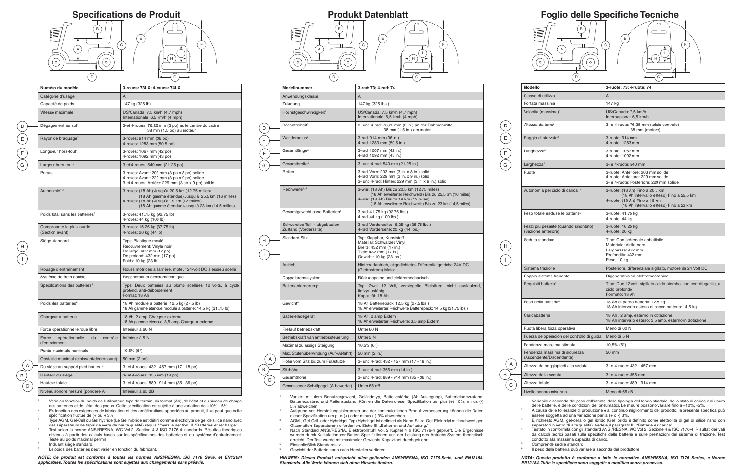# Specifications de Produit

| Numéro du modèle | 3-roues: 73LX; 4-roues: 74LX |
|---|---|
| Catégorie d'usage | A |
| Capacité de poids | 147 kg (325 lb) |
| Vitesse maximale[1] | US/Canada: 7.5 km/h (4.7 mph) Internationale: 6.5 km/h (4 mph) |
| D Dégagement au sol[2] | 3-et 4-roues: 76.25 mm (3 po) au le centre du cadre 38 mm (1.5 po) au moteur |
| E Rayon de braquage[2] | 3-roues: 914 mm (36 po) 4-roues: 1283 mm (50.5 po) |
| F Longueur hors-tout[2] | 3-roues: 1067 mm (42 po) 4-roues: 1092 mm (43 po) |
| G Largeur hors-tout[2] | 3-et 4-roues: 540 mm (21.25 po) |
| Pneus | 3-roues: Avant: 203 mm (3 po x 8 po) solide 4-roues: Avant: 229 mm (3 po x 9 po) solide 3-et 4-roues: Arrière: 229 mm (3 po x 9 po) solide |
| Autonomie[1, 4] | 3-roues: (18 Ah) Jusqu'à 20.5 km (12.75 milles) (18 Ah gamme étendue) Jusqu'à 25.5 km (16 milles) 4-roues: (18 Ah) Jusqu'à 19 km (12 milles) (18 Ah gamme étendue) Jusqu'à 23 km (14.5 milles) |
| Poids total sans les batteries[5] | 3-roues: 41.75 kg (92.75 lb) 4-roues: 44 kg (100 lb) |
| Composante la plus lourde (Section avant) | 3-roues: 16.25 kg (37.75 lb) 4-roues: 20 kg (44 lb) |
| H I Siège standard | Type: Plastique moulé Recouvrement: Vinyle noir De large: 432 mm (17 po) De profond: 432 mm (17 po) Poids: 10 kg (23 lb) |
| Rouage d'entraînement | Roues motrices à l'arrière, moteur 24-volt DC à essieu scellé |
| Système de frein double | Regeneratif et électromécanique |
| Spécifications des batteries[3] | Type: Deux batteries au plomb scellées 12 volts, à cycle profond, anti-débordement Format: 18 Ah |
| Poids des batteries[6] | 18 Ah module a batterie: 12.5 kg (27.5 lb) 18 Ah gamme étendue module a batterie: 14.5 kg (31.75 lb) |
| Chargeur à batterie | 18 Ah: 2 amp Chargeur externe 18 Ah gamme étendue: 3,5 amp Chargeur externe |
| Force opérationnelle roue libre | Inférieur á 60 N |
| Force opérationnelle du contrôle d'entrainment | Inférieur á 5 N |
| Pente maximale nominale | 10.5% (6°) |
| Obstacle maximal (croissant/décroissant) | 50 mm (2 po) |
| A Du siège au support pied hauteur | 3- et 4-roues: 432 - 457 mm (17 - 18 po) |
| B Hauteur du siège | 3- et 4-roues: 355 mm (14 po) |
| C Hauteur totale | 3- et 4-roues: 889 - 914 mm (35 - 36 po) |
| Niveau sonore mesuré (pondéré A) | Inférieur à 65 dB |

[1] Varie en fonction du poids de l'utilisateur, type de terrain, du format (Ah), de l'état et du niveau de charge des batteries et de l'état des pneus. Cette spécification est sujette à une variation de +10%, -5%.
[2] En fonction des exigences de fabrication et des améliorations apportées au produit, il se peut que cette spécification fluctue de (+ ou -) 3%.
[3] Type AGM, Gel-Cell ou Gel hybride (Le Gel hybride est défini comme électrolyte de gel de silice nano avec des séparateurs de tapis de verre de haute qualité) requis. Voyez la section III. "Batteries et recharge".
[4] Test selon la norme ANSI/RESNA, WC Vol 2, Section 4 & ISO 7176-4 standards. Résultas théoriques obtenus à partir des calculs bases sur les spécifications des batteries et du système d'entraînement. Testé au poids maximal permis.
[5] Incluant siège standard.
[6] Le poids des batteries peut varier en fonction du fabricant.

*NOTE: Ce produit est conforme à toutes les normes ANSI/RESNA, ISO 7176 Serie, et EN12184 applicables. Toutes les spécifications sont sujettes aux changements sans préavis.*

# Produkt Datenblatt

| Modellnummer | 3-rad: 73; 4-rad: 74 |
|---|---|
| Anwendungsklasse | A |
| Zuladung | 147 kg (325 lbs.) |
| Höchstgeschwindigkeit[1] | US/Canada: 7,5 km/h (4,7 mph) Internationale: 6,5 km/h (4 mph) |
| D Bodenfreiheit[2] | 3- und 4-rad: 76,25 mm (3 in.) an der Rahmenmitte 38 mm (1,5 in.) am motor |
| E Wenderadius[2] | 3-rad: 914 mm (36 in.) 4-rad: 1283 mm (50,5 in.) |
| F Gesamtlänge[2] | 3-rad: 1067 mm (42 in.) 4-rad: 1092 mm (43 in.) |
| G Gesamtbreite[2] | 3- und 4-rad: 540 mm (21,25 in.) |
| Reifen | 3-rad: Vorn: 203 mm (3 in. x 8 in.) solid 4-rad: Vorn: 229 mm (3 in. x 9 in.) solid 3- und 4-rad: Hinten: 229 mm (3 in. x 9 in.) solid |
| Reichweite[1, 4] | 3-wiel: (18 Ah) Bis zu 20,5 km (12,75 miles) (18 Ah erweiterter Reichweite) Bis zu 25,5 km (16 miles) 4-wiel: (18 Ah) Bis zu 19 km (12 miles) (18 Ah erweiterter Reichweite) Bis zu 23 km (14,5 miles) |
| Gesamtgewicht ohne Batterien[5] | 3-rad: 41,75 kg (92,75 lbs.) 4-rad: 44 kg (100 lbs.) |
| Schwerstes Teil in abgebauten Zustand (Vorderseite) | 3-rad: Vorderseite: 16,25 kg (35,75 lbs.) 4-rad: Vorderseite: 20 kg (44 lbs.) |
| H I Standard Sitz | Typ: Klappbar, Kunststoff Material: Schwarzes Vinyl Breite: 432 mm (17 in.) Tiefe: 432 mm (17 in.) Gewicht: 10 kg (23 lbs.) |
| Antrieb | Hinterradantrieb, abgedichtetes Differentialgetriebe 24V DC (Gleichstrom) Motor |
| Doppelbremssystem | Rückkoppelnd und elektromechanisch |
| Batterianforderung[3] | Typ: Zwei 12 Volt, versiegelte Bleisäure, nicht auslaufend, tiefzyklusfähig Kapazität: 18 Ah |
| Gewicht[6] | 18 Ah Batteriepack: 12,5 kg (27,5 lbs.) 18 Ah erweiterter Reichweite Batteriepack: 14,5 kg (31,75 lbs.) |
| Batterieladegerät | 18 Ah: 2 amp Extern 18 Ah erweiterter Reichweite: 3,5 amp Extern |
| Freilauf betriebskraft | Unter 60 N |
| Betriebskraft van antriebssteuerung | Unter 5 N |
| Maximal zulässige Steigung | 10,5% (6°) |
| Max. Stufenüberwindung (Auf-/Abfahrt) | 50 mm (2 in.) |
| A Höhe vom Sitz bis zum Fußstütze | 3- und 4-rad: 432 - 457 mm (17 - 18 in.) |
| B Sitzhöhe | 3- und 4-rad: 355 mm (14 in.) |
| C Gesamthöhe | 3- und 4-rad: 889 - 914 mm (35 - 36 in.) |
| Gemessener Schallpegel (A-bewertet) | Unter 65 dB |

[1] Variiert mit dem Benutzergewicht, Geländetyp, Batteriestärke (Ah Auslegung), Batterieladezustand, Batteriezustand und Reifenzustand. Können die Daten dieser Spezifikation um plus (+) 10%, minus (-) 5% abweichen.
[2] Aufgrund von Herstellungstoleranzen und der kontinuierlichen Produktverbesserung können die Daten dieser Spezifikation um plus (+) oder minus (-) 3% abweichen.
[3] AGM-, Gel-Cell- oder Hybridgel-Typ (Hybridgel ist definiert als Nano-Silica-Gel-Elektrolyt mit hochwertigen Glasmatten-Separatoren) erforderlich. Siehe III. „Batterien und Aufladung."
[4] Nach Standard ANSI/RESNA, Elektrorollstuhl Vol. 2 Kapitel 4 & ISO 7176-4 geprueft. Die Ergebnisse wurden durch Kalkulation der Batteri Spezifiktionen und der Leistung des Antriebs-System theoretisch erreicht. Der Test wurde mit maximaler Gewichts-Kapazitaet durchgefuehrt.
[5] Einschließlich Standardsitz.
[6] Gewicht der Batterie kann nach Hersteller variieren.

*HINWEIS: Dieses Produkt entspricht allen geltenden ANSI/RESNA, ISO 7176-Serie, und EN12184-Standards. Alle Werte können sich ohne Hinweis ändern.*

# Foglio delle Specifiche Tecniche

| Modello | 3-ruote: 73; 4-ruote: 74 |
|---|---|
| Classe di utilizzo | A |
| Portata massima | 147 kg |
| Velocita (massima)[1] | US/Canada: 7,5 km/h Internacional: 6,5 km/h |
| D Altezza da terra[2] | 3- e 4-ruote: 76,25 mm (telaio centrale) 38 mm (motore) |
| E Raggio di sterzata[2] | 3-ruote: 914 mm 4-ruote: 1283 mm |
| F Lunghezza[2] | 3-ruote: 1067 mm 4-ruote: 1092 mm |
| G Larghezza[2] | 3- e 4-ruote: 540 mm |
| Ruote | 3-ruote: Anteriore: 203 mm solide 4-ruote: Anteriore: 229 mm solide 3- e 4-ruote: Posteriore: 229 mm solide |
| Autonomia per ciclo di carica[1, 4] | 3-ruote: (18 Ah) Fino a 20,5 km (18 Ah intervallo esteso) Fino a 25,5 km 4-ruote: (18 Ah) Fino a 19 km (18 Ah intervallo esteso) Fino a 23 km |
| Peso totale escluse le batterie[5] | 3-ruote: 41,75 kg 4-ruote: 44 kg |
| Pezzi più pesante (quando smontato) (Sezione anteriore) | 3-ruote: 16,25 kg 4-ruote: 20 kg |
| H I Seduta standard | Tipo: Con schienale abbattibile Materiale: Vinile nero Larghezza: 432 mm Profondità: 432 mm Peso: 10 kg |
| Sistema trazione | Posteriore, differenziale sigillato, motore da 24 Volt DC |
| Doppio sistema frenante | Rigenerativo ed elettromeccanico |
| Requisiti batteria[3] | Tipo: Due 12 volt, sigillato acido-piombo, non centrifugabile, a ciclo profondo Formato: 18 Ah |
| Peso della batteria[6] | 18 Ah di pacco batteria: 12,5 kg 18 Ah intervallo esteso di pacco batteria: 14,5 kg |
| Caricabatteria | 18 Ah : 2 amp, esterno in dotazione 18 Ah intervallo esteso: 3,5 amp, esterno in dotazione |
| Ruota libera forza operativa | Meno di 60 N |
| Fuerza de operación del controllo di guida | Meno di 5 N |
| Pendenza massima stimata | 10,5% (6°) |
| Pendenza massima di sicurezza (Ascendente/Discendente) | 50 mm |
| A Altezza da poggiapiedi alla seduta | 3- e 4-ruote: 432 - 457 mm |
| B Altezza della seduta | 3- e 4-ruote: 355 mm |
| C Altezza totale | 3- e 4-ruote: 889 - 914 mm |
| Livello sonoro misurato | Meno di 65 dB |

[1] Variabile a seconda del peso dell'utente, della tipologia del fondo stradale, dello stato di carica e di usura delle batterie, e delle condizioni dei pneumatici. Le misure possono variare fino a +10%, -5%.
[2] A causa delle tolleranze di produzione e al continuo miglioramento del prodotto, la presente specifica può essere soggetta ad una variazione pari a (+ o -) 3%.
[3] È richiesto AGM, gel-cella o gel ibrido (Gel ibrido è definito come elettrolita di gel di silice nano con separatori in vetro di alta qualità). Vedere il paragrafo III. "Batterie e ricarica".
[4] Testato in conformità con gli standard ANSI/RESNA, WC Vol 2, Sezione 4 & ISO 7176-4. Risultati derivati da calcoli teorici basati sulle specifiche delle batterie e sulle prestazioni del sistema di trazione. Test condotto alla massima capacità di carico.
[5] Comprende sedile standard.
[6] Il peso della batteria può variare a seconda del produttore.

*NOTA: Questo prodotto è conforme a tutte le normative ANSI/RESNA, ISO 7176 Series, e Norme EN12184. Tutte le specifiche sono soggette a modifica senza preavviso.*